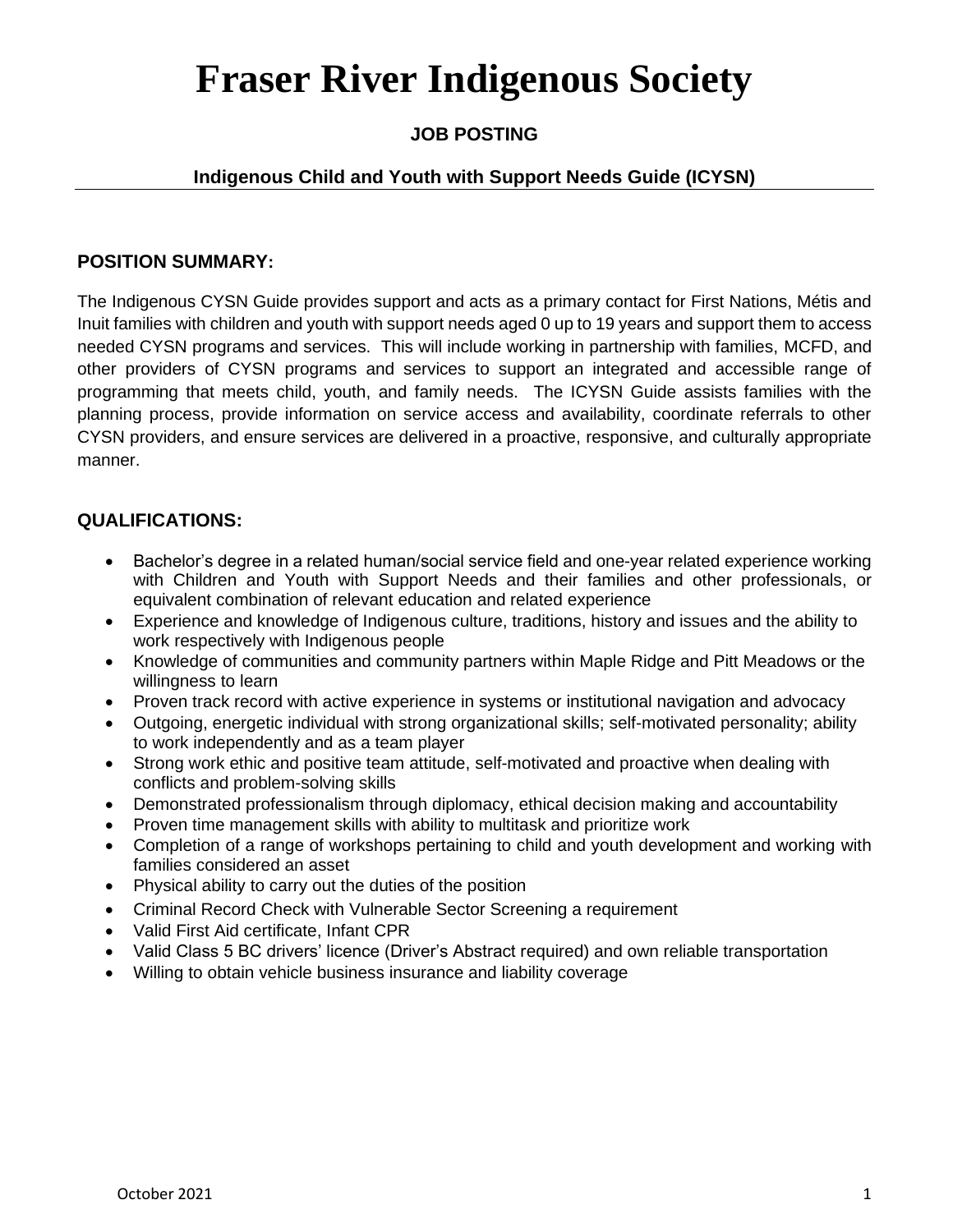# Fraser River Indigenous Society

**JOB POSTING**

**Indigenous Child and Youth with Support Needs Guide (ICYSN)**

## POSITION SUMMARY:

The Indigenous CYSN Guide provides support and acts as a primary contact for First Nations, Métis and Inuit families with children and youth with support needs aged 0 up to 19 years and support them to access needed CYSN programs and services. This will include working in partnership with families, MCFD, and other providers of CYSN programs and services to support an integrated and accessible range of programming that meets child, youth, and family needs. The ICYSN Guide assists families with the planning process, provide information on service access and availability, coordinate referrals to other CYSN providers, and ensure services are delivered in a proactive, responsive, and culturally appropriate manner.

## QUALIFICATIONS:

- Bachelor's degree in a related human/social service field and one-year related experience working with Children and Youth with Support Needs and their families and other professionals, or equivalent combination of relevant education and related experience
- Experience and knowledge of Indigenous culture, traditions, history and issues and the ability to work respectively with Indigenous people
- Knowledge of communities and community partners within Maple Ridge and Pitt Meadows or the willingness to learn
- Proven track record with active experience in systems or institutional navigation and advocacy
- Outgoing, energetic individual with strong organizational skills; self-motivated personality; ability to work independently and as a team player
- Strong work ethic and positive team attitude, self-motivated and proactive when dealing with conflicts and problem-solving skills
- Demonstrated professionalism through diplomacy, ethical decision making and accountability
- Proven time management skills with ability to multitask and prioritize work
- Completion of a range of workshops pertaining to child and youth development and working with families considered an asset
- Physical ability to carry out the duties of the position
- Criminal Record Check with Vulnerable Sector Screening a requirement
- Valid First Aid certificate, Infant CPR
- Valid Class 5 BC drivers' licence (Driver's Abstract required) and own reliable transportation
- Willing to obtain vehicle business insurance and liability coverage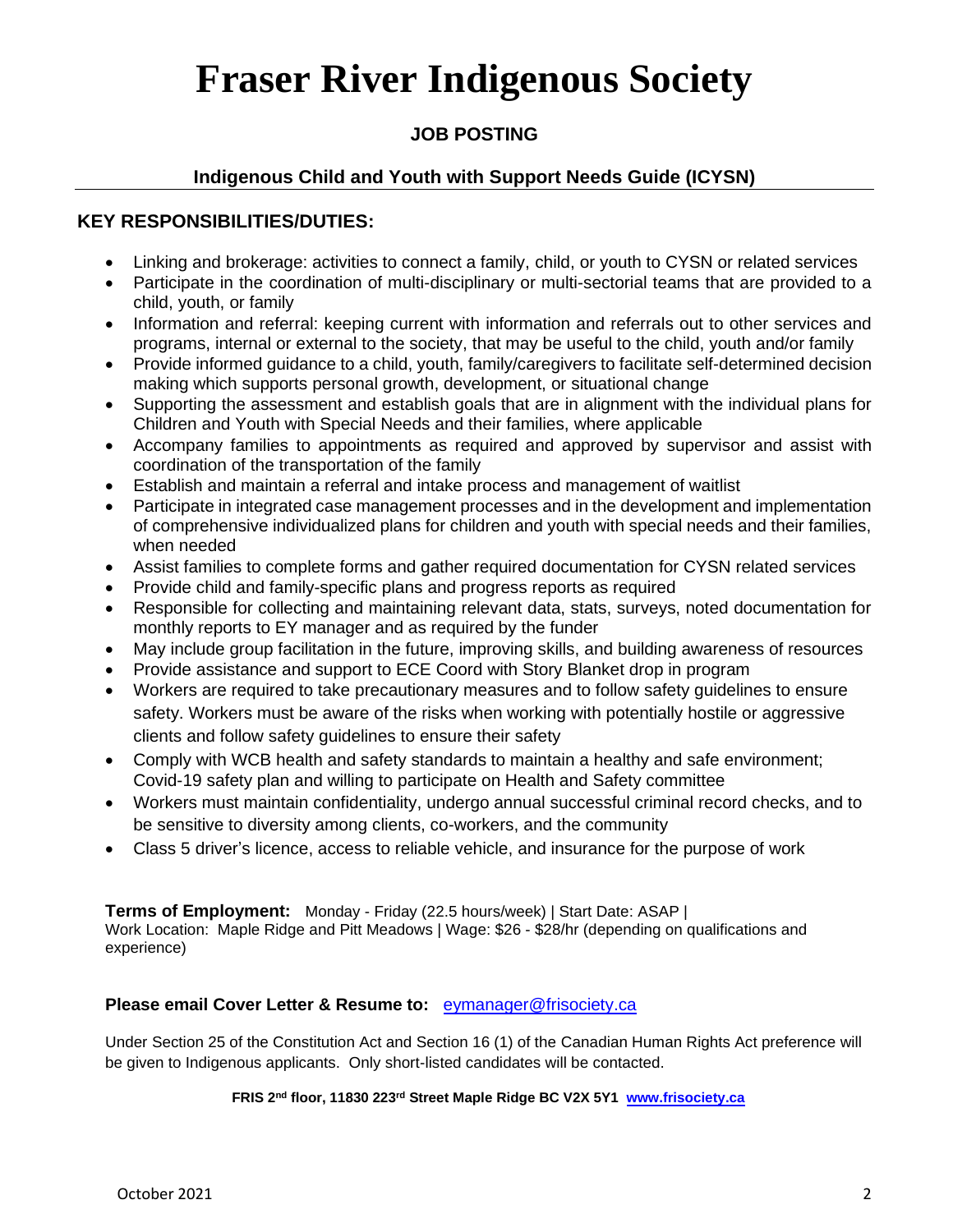# Fraser River Indigenous Society

**JOB POSTING**

**Indigenous Child and Youth with Support Needs Guide (ICYSN)**

## KEY RESPONSIBILITIES/DUTIES:

- Linking and brokerage: activities to connect a family, child, or youth to CYSN or related services
- Participate in the coordination of multi-disciplinary or multi-sectorial teams that are provided to a child, youth, or family
- Information and referral: keeping current with information and referrals out to other services and programs, internal or external to the society, that may be useful to the child, youth and/or family
- Provide informed guidance to a child, youth, family/caregivers to facilitate self-determined decision making which supports personal growth, development, or situational change
- Supporting the assessment and establish goals that are in alignment with the individual plans for Children and Youth with Special Needs and their families, where applicable
- Accompany families to appointments as required and approved by supervisor and assist with coordination of the transportation of the family
- Establish and maintain a referral and intake process and management of waitlist
- Participate in integrated case management processes and in the development and implementation of comprehensive individualized plans for children and youth with special needs and their families, when needed
- Assist families to complete forms and gather required documentation for CYSN related services
- Provide child and family-specific plans and progress reports as required
- Responsible for collecting and maintaining relevant data, stats, surveys, noted documentation for monthly reports to EY manager and as required by the funder
- May include group facilitation in the future, improving skills, and building awareness of resources
- Provide assistance and support to ECE Coord with Story Blanket drop in program
- Workers are required to take precautionary measures and to follow safety guidelines to ensure safety. Workers must be aware of the risks when working with potentially hostile or aggressive clients and follow safety guidelines to ensure their safety
- Comply with WCB health and safety standards to maintain a healthy and safe environment; Covid-19 safety plan and willing to participate on Health and Safety committee
- Workers must maintain confidentiality, undergo annual successful criminal record checks, and to be sensitive to diversity among clients, co-workers, and the community
- Class 5 driver's licence, access to reliable vehicle, and insurance for the purpose of work

**Terms of Employment:** Monday - Friday (22.5 hours/week) | Start Date: ASAP | Work Location: Maple Ridge and Pitt Meadows | Wage: $26 - $28/hr (depending on qualifications and experience)

**Please email Cover Letter & Resume to:** eymanager@frisociety.ca

Under Section 25 of the Constitution Act and Section 16 (1) of the Canadian Human Rights Act preference will be given to Indigenous applicants. Only short-listed candidates will be contacted.

**FRIS 2nd floor, 11830 223rd Street Maple Ridge BC V2X 5Y1 www.frisociety.ca**

October 2021